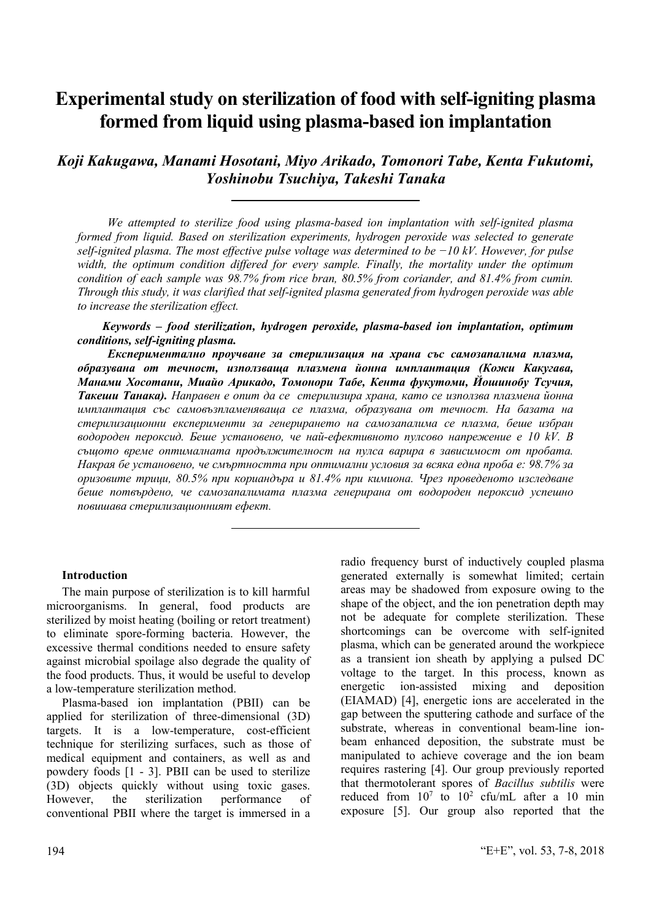# Experimental study on sterilization of food with self-igniting plasma formed from liquid using plasma-based ion implantation

***Koji Kakugawa, Manami Hosotani, Miyo Arikado, Tomonori Tabe, Kenta Fukutomi, Yoshinobu Tsuchiya, Takeshi Tanaka***

---

*We attempted to sterilize food using plasma-based ion implantation with self-ignited plasma formed from liquid. Based on sterilization experiments, hydrogen peroxide was selected to generate self-ignited plasma. The most effective pulse voltage was determined to be −10 kV. However, for pulse width, the optimum condition differed for every sample. Finally, the mortality under the optimum condition of each sample was 98.7% from rice bran, 80.5% from coriander, and 81.4% from cumin. Through this study, it was clarified that self-ignited plasma generated from hydrogen peroxide was able to increase the sterilization effect.*

***Keywords – food sterilization, hydrogen peroxide, plasma-based ion implantation, optimum conditions, self-igniting plasma.***

***Експериментално проучване за стерилизация на храна със самозапалима плазма, образувана от течност, използваща плазмена йонна имплантация (Кожи Какугава, Манами Хосотани, Миайо Арикадо, Томонори Табе, Кента фукутоми, Йошинобу Тсучия, Такеши Танака).*** *Направен е опит да се стерилизира храна, като се използва плазмена йонна имплантация със самовъзпламеняваща се плазма, образувана от течност. На базата на стерилизационни експерименти за генерирането на самозапалима се плазма, беше избран водороден пероксид. Беше установено, че най-ефективното пулсово напрежение е 10 kV. В същото време оптималната продължителност на пулса варира в зависимост от пробата. Накрая бе установено, че смъртността при оптимални условия за всяка една проба е: 98.7% за оризовите трици, 80.5% при кориандъра и 81.4% при кимиона. Чрез проведеното изследване беше потвърдено, че самозапалимата плазма генерирана от водороден пероксид успешно повишава стерилизационният ефект.*

---

## Introduction

The main purpose of sterilization is to kill harmful microorganisms. In general, food products are sterilized by moist heating (boiling or retort treatment) to eliminate spore-forming bacteria. However, the excessive thermal conditions needed to ensure safety against microbial spoilage also degrade the quality of the food products. Thus, it would be useful to develop a low-temperature sterilization method.

Plasma-based ion implantation (PBII) can be applied for sterilization of three-dimensional (3D) targets. It is a low-temperature, cost-efficient technique for sterilizing surfaces, such as those of medical equipment and containers, as well as and powdery foods [1 - 3]. PBII can be used to sterilize (3D) objects quickly without using toxic gases. However, the sterilization performance of conventional PBII where the target is immersed in a radio frequency burst of inductively coupled plasma generated externally is somewhat limited; certain areas may be shadowed from exposure owing to the shape of the object, and the ion penetration depth may not be adequate for complete sterilization. These shortcomings can be overcome with self-ignited plasma, which can be generated around the workpiece as a transient ion sheath by applying a pulsed DC voltage to the target. In this process, known as energetic ion-assisted mixing and deposition (EIAMAD) [4], energetic ions are accelerated in the gap between the sputtering cathode and surface of the substrate, whereas in conventional beam-line ion-beam enhanced deposition, the substrate must be manipulated to achieve coverage and the ion beam requires rastering [4]. Our group previously reported that thermotolerant spores of *Bacillus subtilis* were reduced from $10^7$ to $10^2$ cfu/mL after a 10 min exposure [5]. Our group also reported that the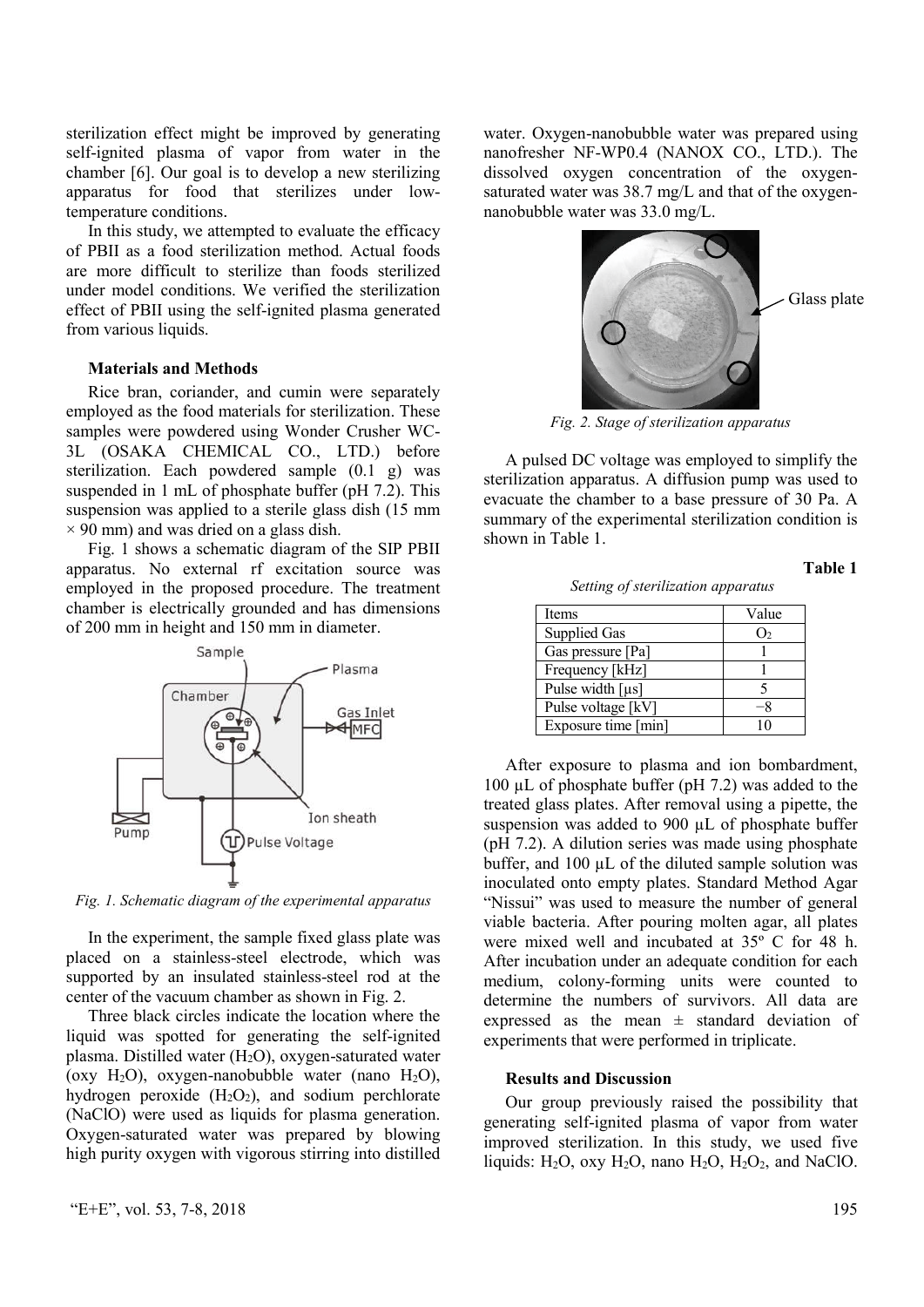sterilization effect might be improved by generating self-ignited plasma of vapor from water in the chamber [6]. Our goal is to develop a new sterilizing apparatus for food that sterilizes under low-temperature conditions.

In this study, we attempted to evaluate the efficacy of PBII as a food sterilization method. Actual foods are more difficult to sterilize than foods sterilized under model conditions. We verified the sterilization effect of PBII using the self-ignited plasma generated from various liquids.

### Materials and Methods

Rice bran, coriander, and cumin were separately employed as the food materials for sterilization. These samples were powdered using Wonder Crusher WC-3L (OSAKA CHEMICAL CO., LTD.) before sterilization. Each powdered sample (0.1 g) was suspended in 1 mL of phosphate buffer (pH 7.2). This suspension was applied to a sterile glass dish (15 mm × 90 mm) and was dried on a glass dish.

Fig. 1 shows a schematic diagram of the SIP PBII apparatus. No external rf excitation source was employed in the proposed procedure. The treatment chamber is electrically grounded and has dimensions of 200 mm in height and 150 mm in diameter.

*Fig. 1. Schematic diagram of the experimental apparatus*

In the experiment, the sample fixed glass plate was placed on a stainless-steel electrode, which was supported by an insulated stainless-steel rod at the center of the vacuum chamber as shown in Fig. 2.

Three black circles indicate the location where the liquid was spotted for generating the self-ignited plasma. Distilled water ($H_2O$), oxygen-saturated water (oxy $H_2O$), oxygen-nanobubble water (nano $H_2O$), hydrogen peroxide ($H_2O_2$), and sodium perchlorate (NaClO) were used as liquids for plasma generation. Oxygen-saturated water was prepared by blowing high purity oxygen with vigorous stirring into distilled water. Oxygen-nanobubble water was prepared using nanofresher NF-WP0.4 (NANOX CO., LTD.). The dissolved oxygen concentration of the oxygen-saturated water was 38.7 mg/L and that of the oxygen-nanobubble water was 33.0 mg/L.

*Fig. 2. Stage of sterilization apparatus*

A pulsed DC voltage was employed to simplify the sterilization apparatus. A diffusion pump was used to evacuate the chamber to a base pressure of 30 Pa. A summary of the experimental sterilization condition is shown in Table 1.

**Table 1**

*Setting of sterilization apparatus*

| Items | Value |
| --- | --- |
| Supplied Gas | $O_2$ |
| Gas pressure [Pa] | 1 |
| Frequency [kHz] | 1 |
| Pulse width [μs] | 5 |
| Pulse voltage [kV] | −8 |
| Exposure time [min] | 10 |

After exposure to plasma and ion bombardment, 100 μL of phosphate buffer (pH 7.2) was added to the treated glass plates. After removal using a pipette, the suspension was added to 900 μL of phosphate buffer (pH 7.2). A dilution series was made using phosphate buffer, and 100 μL of the diluted sample solution was inoculated onto empty plates. Standard Method Agar "Nissui" was used to measure the number of general viable bacteria. After pouring molten agar, all plates were mixed well and incubated at 35º C for 48 h. After incubation under an adequate condition for each medium, colony-forming units were counted to determine the numbers of survivors. All data are expressed as the mean ± standard deviation of experiments that were performed in triplicate.

### Results and Discussion

Our group previously raised the possibility that generating self-ignited plasma of vapor from water improved sterilization. In this study, we used five liquids: $H_2O$, oxy $H_2O$, nano $H_2O$, $H_2O_2$, and NaClO.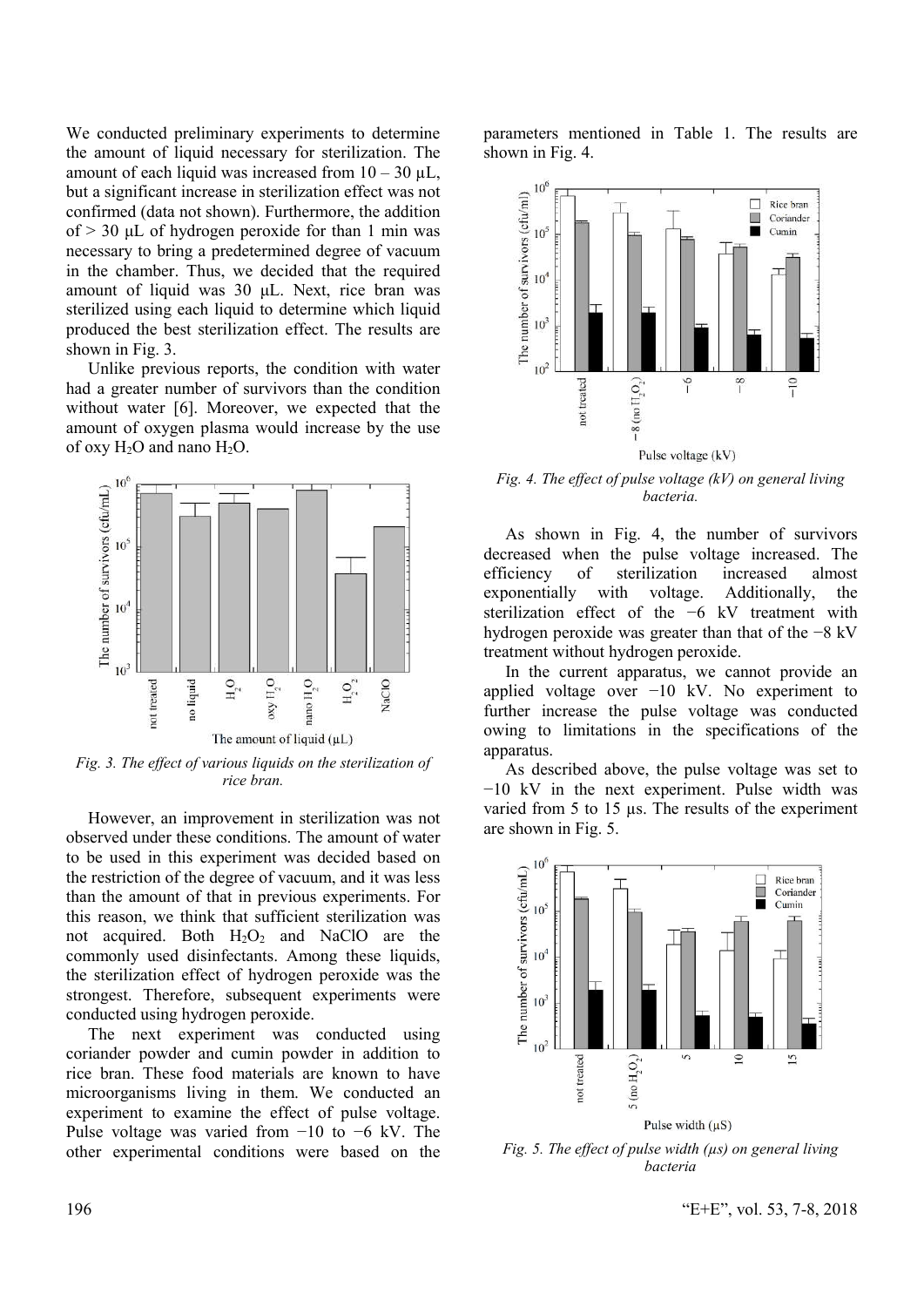We conducted preliminary experiments to determine the amount of liquid necessary for sterilization. The amount of each liquid was increased from 10 – 30 μL, but a significant increase in sterilization effect was not confirmed (data not shown). Furthermore, the addition of > 30 μL of hydrogen peroxide for than 1 min was necessary to bring a predetermined degree of vacuum in the chamber. Thus, we decided that the required amount of liquid was 30 μL. Next, rice bran was sterilized using each liquid to determine which liquid produced the best sterilization effect. The results are shown in Fig. 3.

Unlike previous reports, the condition with water had a greater number of survivors than the condition without water [6]. Moreover, we expected that the amount of oxygen plasma would increase by the use of oxy $H_2O$ and nano $H_2O$.

*Fig. 3. The effect of various liquids on the sterilization of rice bran.*

However, an improvement in sterilization was not observed under these conditions. The amount of water to be used in this experiment was decided based on the restriction of the degree of vacuum, and it was less than the amount of that in previous experiments. For this reason, we think that sufficient sterilization was not acquired. Both $H_2O_2$ and NaClO are the commonly used disinfectants. Among these liquids, the sterilization effect of hydrogen peroxide was the strongest. Therefore, subsequent experiments were conducted using hydrogen peroxide.

The next experiment was conducted using coriander powder and cumin powder in addition to rice bran. These food materials are known to have microorganisms living in them. We conducted an experiment to examine the effect of pulse voltage. Pulse voltage was varied from −10 to −6 kV. The other experimental conditions were based on the parameters mentioned in Table 1. The results are shown in Fig. 4.

*Fig. 4. The effect of pulse voltage (kV) on general living bacteria.*

As shown in Fig. 4, the number of survivors decreased when the pulse voltage increased. The efficiency of sterilization increased almost exponentially with voltage. Additionally, the sterilization effect of the −6 kV treatment with hydrogen peroxide was greater than that of the −8 kV treatment without hydrogen peroxide.

In the current apparatus, we cannot provide an applied voltage over −10 kV. No experiment to further increase the pulse voltage was conducted owing to limitations in the specifications of the apparatus.

As described above, the pulse voltage was set to −10 kV in the next experiment. Pulse width was varied from 5 to 15 μs. The results of the experiment are shown in Fig. 5.

*Fig. 5. The effect of pulse width (μs) on general living bacteria*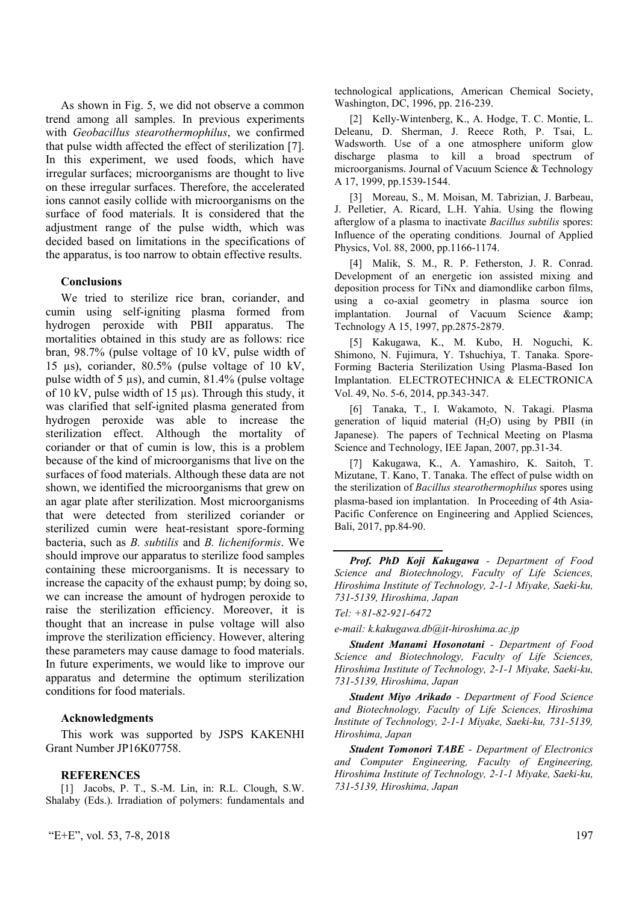As shown in Fig. 5, we did not observe a common trend among all samples. In previous experiments with *Geobacillus stearothermophilus*, we confirmed that pulse width affected the effect of sterilization [7]. In this experiment, we used foods, which have irregular surfaces; microorganisms are thought to live on these irregular surfaces. Therefore, the accelerated ions cannot easily collide with microorganisms on the surface of food materials. It is considered that the adjustment range of the pulse width, which was decided based on limitations in the specifications of the apparatus, is too narrow to obtain effective results.

## Conclusions

We tried to sterilize rice bran, coriander, and cumin using self-igniting plasma formed from hydrogen peroxide with PBII apparatus. The mortalities obtained in this study are as follows: rice bran, 98.7% (pulse voltage of 10 kV, pulse width of 15 μs), coriander, 80.5% (pulse voltage of 10 kV, pulse width of 5 μs), and cumin, 81.4% (pulse voltage of 10 kV, pulse width of 15 μs). Through this study, it was clarified that self-ignited plasma generated from hydrogen peroxide was able to increase the sterilization effect. Although the mortality of coriander or that of cumin is low, this is a problem because of the kind of microorganisms that live on the surfaces of food materials. Although these data are not shown, we identified the microorganisms that grew on an agar plate after sterilization. Most microorganisms that were detected from sterilized coriander or sterilized cumin were heat-resistant spore-forming bacteria, such as *B. subtilis* and *B. licheniformis*. We should improve our apparatus to sterilize food samples containing these microorganisms. It is necessary to increase the capacity of the exhaust pump; by doing so, we can increase the amount of hydrogen peroxide to raise the sterilization efficiency. Moreover, it is thought that an increase in pulse voltage will also improve the sterilization efficiency. However, altering these parameters may cause damage to food materials. In future experiments, we would like to improve our apparatus and determine the optimum sterilization conditions for food materials.

## Acknowledgments

This work was supported by JSPS KAKENHI Grant Number JP16K07758.

## REFERENCES

[1] Jacobs, P. T., S.-M. Lin, in: R.L. Clough, S.W. Shalaby (Eds.). Irradiation of polymers: fundamentals and technological applications, American Chemical Society, Washington, DC, 1996, pp. 216-239.

[2] Kelly-Wintenberg, K., A. Hodge, T. C. Montie, L. Deleanu, D. Sherman, J. Reece Roth, P. Tsai, L. Wadsworth. Use of a one atmosphere uniform glow discharge plasma to kill a broad spectrum of microorganisms. Journal of Vacuum Science & Technology A 17, 1999, pp.1539-1544.

[3] Moreau, S., M. Moisan, M. Tabrizian, J. Barbeau, J. Pelletier, A. Ricard, L.H. Yahia. Using the flowing afterglow of a plasma to inactivate *Bacillus subtilis* spores: Influence of the operating conditions. Journal of Applied Physics, Vol. 88, 2000, pp.1166-1174.

[4] Malik, S. M., R. P. Fetherston, J. R. Conrad. Development of an energetic ion assisted mixing and deposition process for TiNx and diamondlike carbon films, using a co-axial geometry in plasma source ion implantation. Journal of Vacuum Science &amp; Technology A 15, 1997, pp.2875-2879.

[5] Kakugawa, K., M. Kubo, H. Noguchi, K. Shimono, N. Fujimura, Y. Tshuchiya, T. Tanaka. Spore-Forming Bacteria Sterilization Using Plasma-Based Ion Implantation. ELECTROTECHNICA & ELECTRONICA Vol. 49, No. 5-6, 2014, pp.343-347.

[6] Tanaka, T., I. Wakamoto, N. Takagi. Plasma generation of liquid material ($H_2O$) using by PBII (in Japanese). The papers of Technical Meeting on Plasma Science and Technology, IEE Japan, 2007, pp.31-34.

[7] Kakugawa, K., A. Yamashiro, K. Saitoh, T. Mizutane, T. Kano, T. Tanaka. The effect of pulse width on the sterilization of *Bacillus stearothermophilus* spores using plasma-based ion implantation. In Proceeding of 4th Asia-Pacific Conference on Engineering and Applied Sciences, Bali, 2017, pp.84-90.

---

***Prof. PhD Koji Kakugawa*** *- Department of Food Science and Biotechnology, Faculty of Life Sciences, Hiroshima Institute of Technology, 2-1-1 Miyake, Saeki-ku, 731-5139, Hiroshima, Japan*

*Tel: +81-82-921-6472*

*e-mail: k.kakugawa.db@it-hiroshima.ac.jp*

***Student Manami Hosonotani*** *- Department of Food Science and Biotechnology, Faculty of Life Sciences, Hiroshima Institute of Technology, 2-1-1 Miyake, Saeki-ku, 731-5139, Hiroshima, Japan*

***Student Miyo Arikado*** *- Department of Food Science and Biotechnology, Faculty of Life Sciences, Hiroshima Institute of Technology, 2-1-1 Miyake, Saeki-ku, 731-5139, Hiroshima, Japan*

***Student Tomonori TABE*** *- Department of Electronics and Computer Engineering, Faculty of Engineering, Hiroshima Institute of Technology, 2-1-1 Miyake, Saeki-ku, 731-5139, Hiroshima, Japan*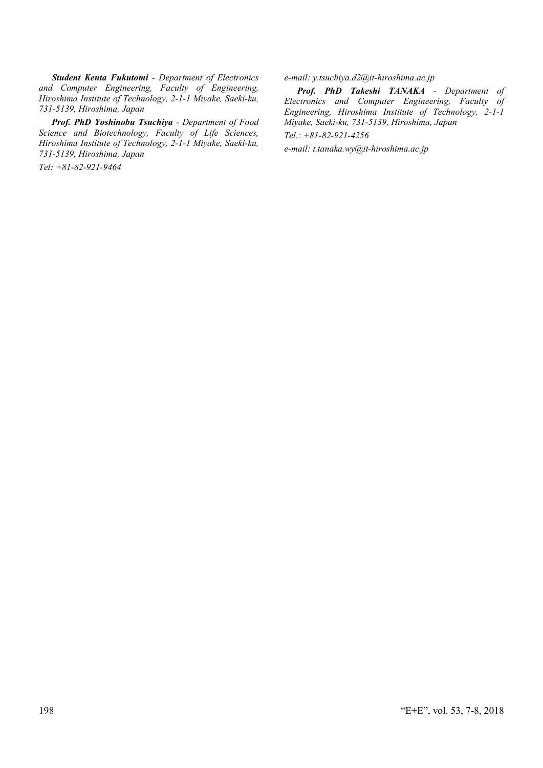***Student Kenta Fukutomi*** *- Department of Electronics and Computer Engineering, Faculty of Engineering, Hiroshima Institute of Technology, 2-1-1 Miyake, Saeki-ku, 731-5139, Hiroshima, Japan*

***Prof. PhD Yoshinobu Tsuchiya*** *- Department of Food Science and Biotechnology, Faculty of Life Sciences, Hiroshima Institute of Technology, 2-1-1 Miyake, Saeki-ku, 731-5139, Hiroshima, Japan*

*Tel: +81-82-921-9464*

*e-mail: y.tsuchiya.d2@it-hiroshima.ac.jp*

***Prof. PhD Takeshi TANAKA*** *- Department of Electronics and Computer Engineering, Faculty of Engineering, Hiroshima Institute of Technology, 2-1-1 Miyake, Saeki-ku, 731-5139, Hiroshima, Japan*

*Tel.: +81-82-921-4256*

*e-mail: t.tanaka.wy@it-hiroshima.ac.jp*